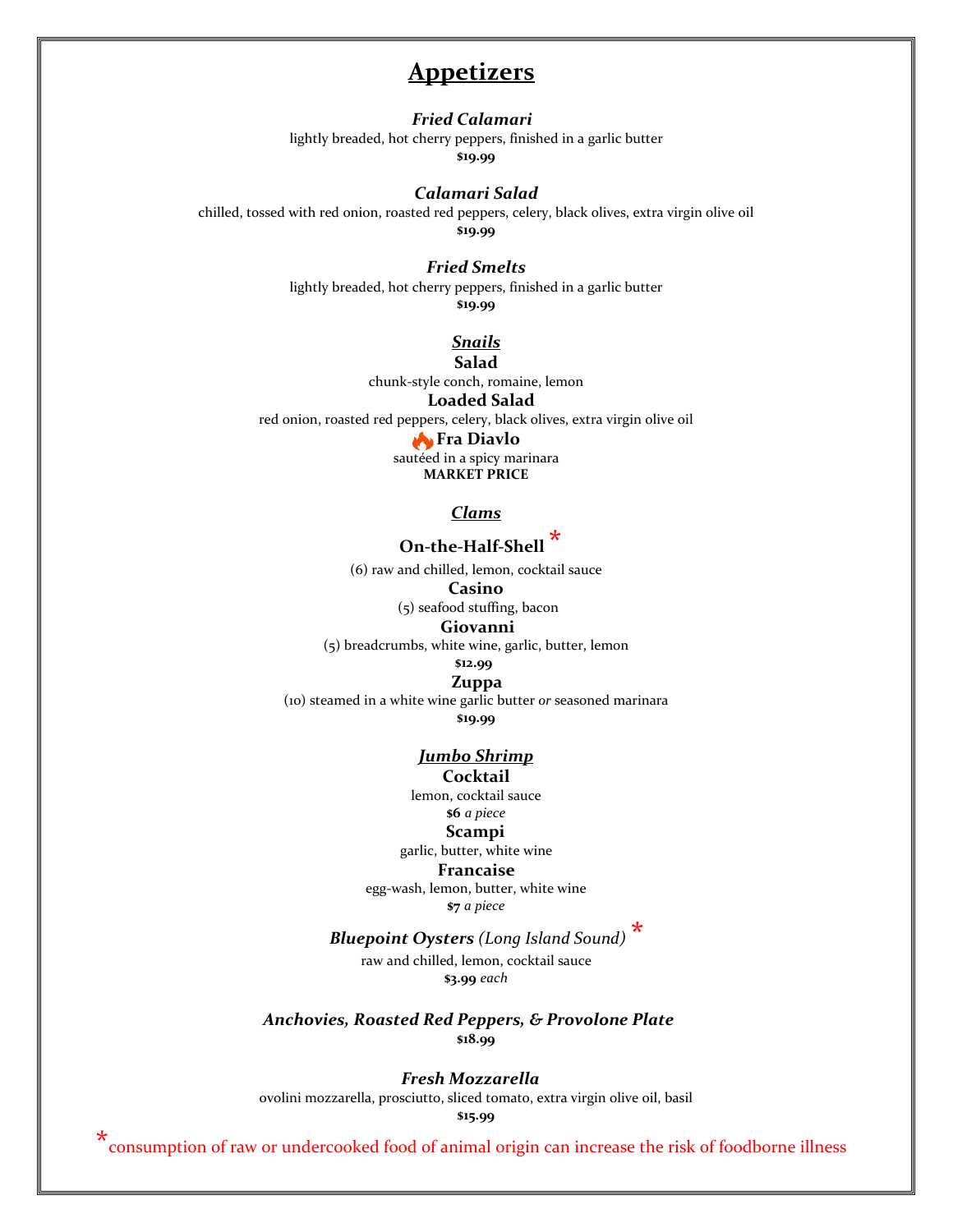# Appetizers

***Fried Calamari***
lightly breaded, hot cherry peppers, finished in a garlic butter
**$19.99**

***Calamari Salad***
chilled, tossed with red onion, roasted red peppers, celery, black olives, extra virgin olive oil
**$19.99**

***Fried Smelts***
lightly breaded, hot cherry peppers, finished in a garlic butter
**$19.99**

***Snails***

**Salad**
chunk-style conch, romaine, lemon

**Loaded Salad**
red onion, roasted red peppers, celery, black olives, extra virgin olive oil

**Fra Diavlo**
sautéed in a spicy marinara
**MARKET PRICE**

***Clams***

**On-the-Half-Shell** *
(6) raw and chilled, lemon, cocktail sauce

**Casino**
(5) seafood stuffing, bacon

**Giovanni**
(5) breadcrumbs, white wine, garlic, butter, lemon
**$12.99**

**Zuppa**
(10) steamed in a white wine garlic butter *or* seasoned marinara
**$19.99**

***Jumbo Shrimp***

**Cocktail**
lemon, cocktail sauce
**$6** *a piece*

**Scampi**
garlic, butter, white wine

**Francaise**
egg-wash, lemon, butter, white wine
**$7** *a piece*

***Bluepoint Oysters** (Long Island Sound)* *
raw and chilled, lemon, cocktail sauce
**$3.99** *each*

***Anchovies, Roasted Red Peppers, & Provolone Plate***
**$18.99**

***Fresh Mozzarella***
ovolini mozzarella, prosciutto, sliced tomato, extra virgin olive oil, basil
**$15.99**

*consumption of raw or undercooked food of animal origin can increase the risk of foodborne illness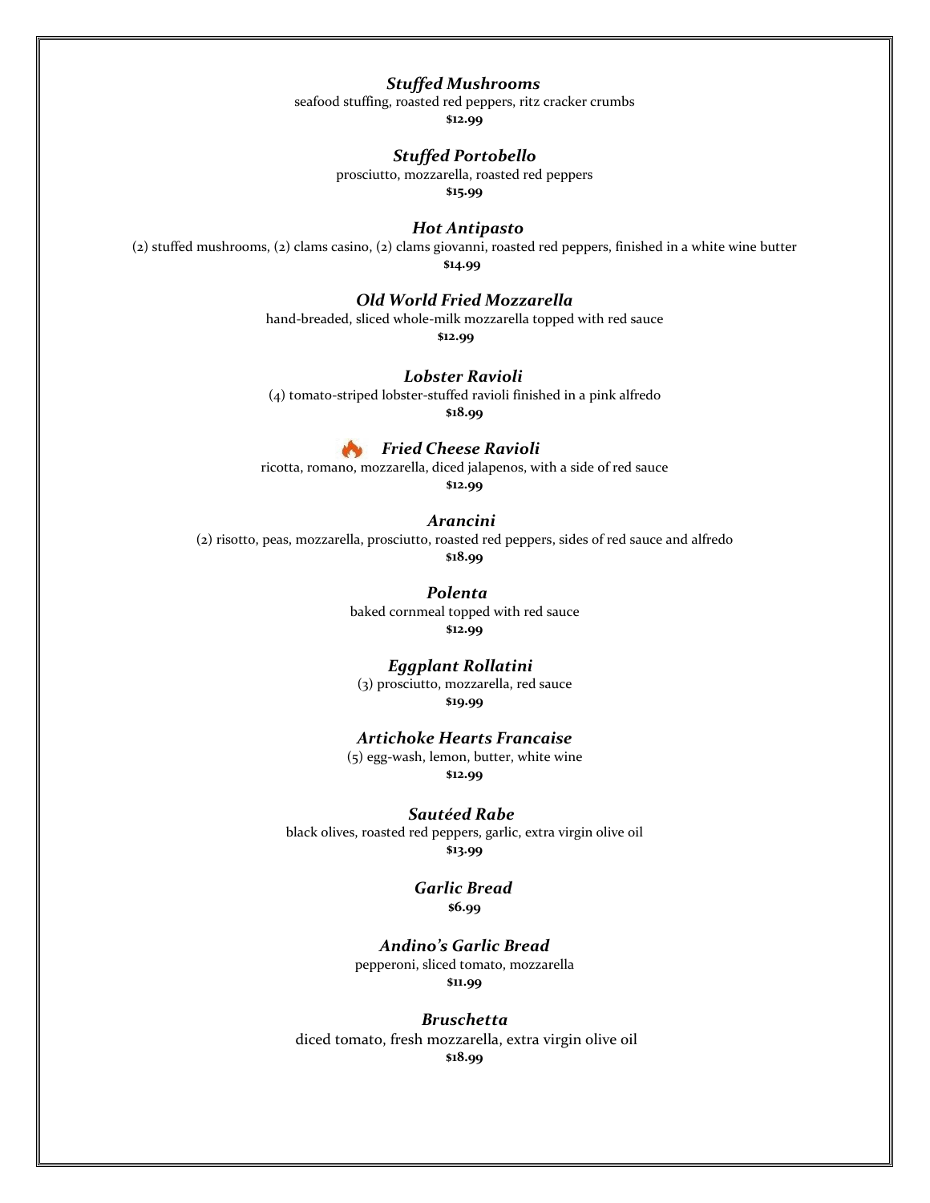***Stuffed Mushrooms***
seafood stuffing, roasted red peppers, ritz cracker crumbs
**$12.99**

***Stuffed Portobello***
prosciutto, mozzarella, roasted red peppers
**$15.99**

***Hot Antipasto***
(2) stuffed mushrooms, (2) clams casino, (2) clams giovanni, roasted red peppers, finished in a white wine butter
**$14.99**

***Old World Fried Mozzarella***
hand-breaded, sliced whole-milk mozzarella topped with red sauce
**$12.99**

***Lobster Ravioli***
(4) tomato-striped lobster-stuffed ravioli finished in a pink alfredo
**$18.99**

***Fried Cheese Ravioli***
ricotta, romano, mozzarella, diced jalapenos, with a side of red sauce
**$12.99**

***Arancini***
(2) risotto, peas, mozzarella, prosciutto, roasted red peppers, sides of red sauce and alfredo
**$18.99**

***Polenta***
baked cornmeal topped with red sauce
**$12.99**

***Eggplant Rollatini***
(3) prosciutto, mozzarella, red sauce
**$19.99**

***Artichoke Hearts Francaise***
(5) egg-wash, lemon, butter, white wine
**$12.99**

***Sautéed Rabe***
black olives, roasted red peppers, garlic, extra virgin olive oil
**$13.99**

***Garlic Bread***
**$6.99**

***Andino's Garlic Bread***
pepperoni, sliced tomato, mozzarella
**$11.99**

***Bruschetta***
diced tomato, fresh mozzarella, extra virgin olive oil
**$18.99**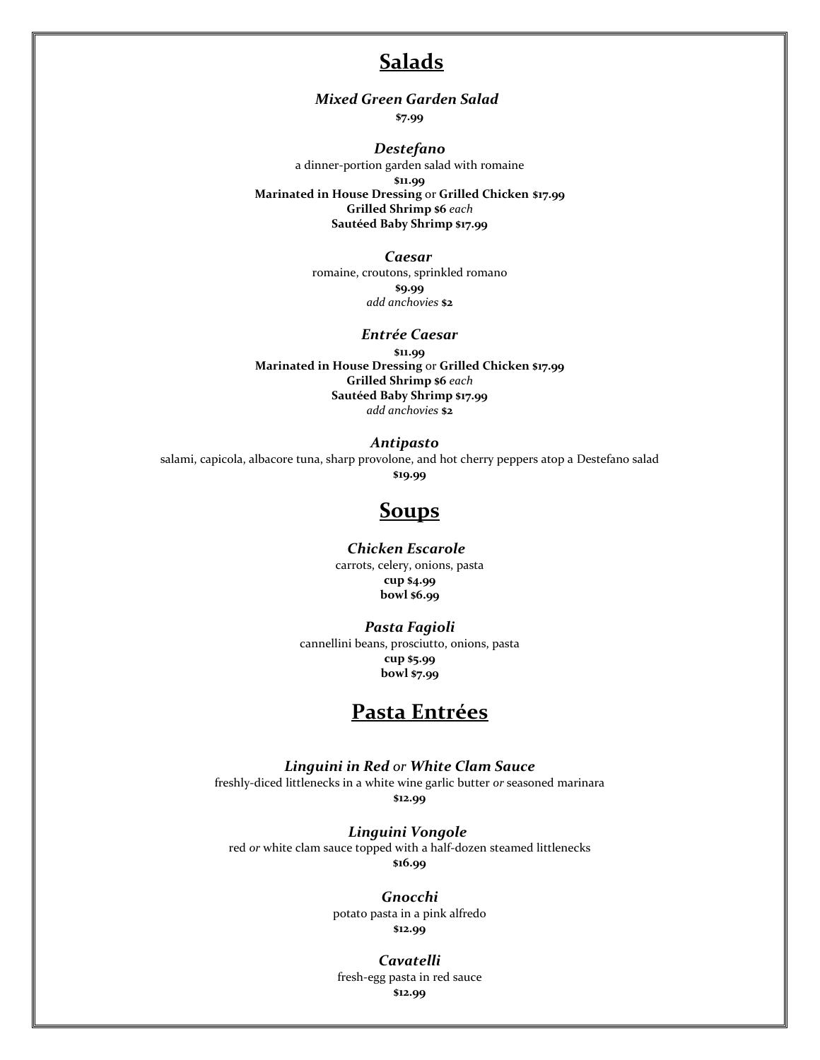## Salads

***Mixed Green Garden Salad***

**$7.99**

***Destefano***

a dinner-portion garden salad with romaine

**$11.99**

**Marinated in House Dressing** or **Grilled Chicken $17.99**

**Grilled Shrimp $6** *each*

**Sautéed Baby Shrimp $17.99**

***Caesar***

romaine, croutons, sprinkled romano

**$9.99**

*add anchovies* **$2**

***Entrée Caesar***

**$11.99**

**Marinated in House Dressing** or **Grilled Chicken $17.99**

**Grilled Shrimp $6** *each*

**Sautéed Baby Shrimp $17.99**

*add anchovies* **$2**

***Antipasto***

salami, capicola, albacore tuna, sharp provolone, and hot cherry peppers atop a Destefano salad

**$19.99**

## Soups

***Chicken Escarole***

carrots, celery, onions, pasta

**cup $4.99**

**bowl $6.99**

***Pasta Fagioli***

cannellini beans, prosciutto, onions, pasta

**cup $5.99**

**bowl $7.99**

## Pasta Entrées

***Linguini in Red*** *or* ***White Clam Sauce***

freshly-diced littlenecks in a white wine garlic butter *or* seasoned marinara

**$12.99**

***Linguini Vongole***

red *or* white clam sauce topped with a half-dozen steamed littlenecks

**$16.99**

***Gnocchi***

potato pasta in a pink alfredo

**$12.99**

***Cavatelli***

fresh-egg pasta in red sauce

**$12.99**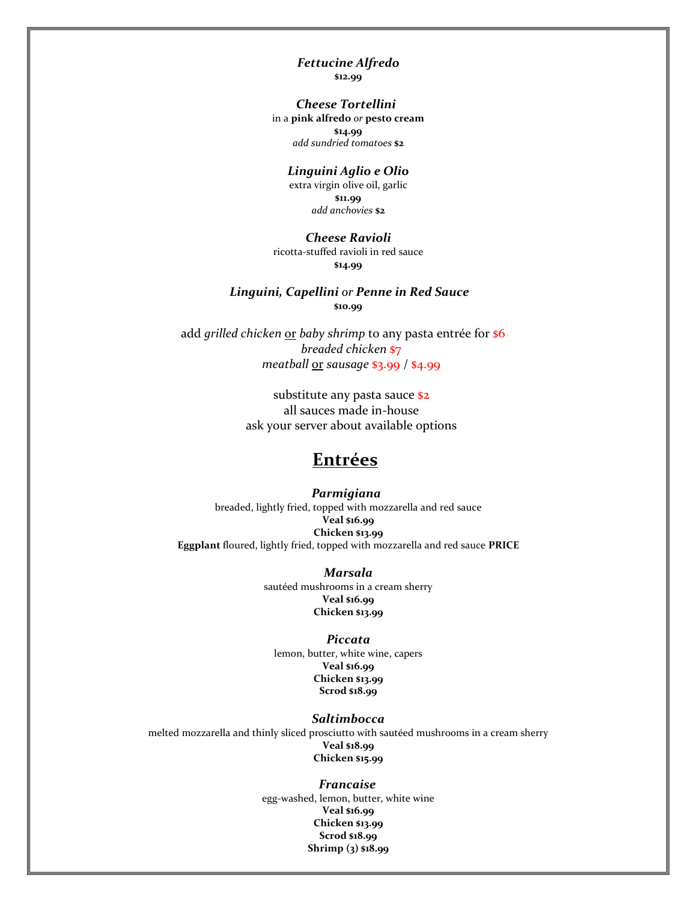***Fettucine Alfredo***
**$12.99**

***Cheese Tortellini***
in a **pink alfredo** *or* **pesto cream**
**$14.99**
*add sundried tomatoes* **$2**

***Linguini Aglio e Olio***
extra virgin olive oil, garlic
**$11.99**
*add anchovies* **$2**

***Cheese Ravioli***
ricotta-stuffed ravioli in red sauce
**$14.99**

***Linguini, Capellini*** *or* ***Penne in Red Sauce***
**$10.99**

add *grilled chicken* or *baby shrimp* to any pasta entrée for $6
*breaded chicken* $7
*meatball* or *sausage* $3.99 / $4.99

substitute any pasta sauce $2
all sauces made in-house
ask your server about available options

## Entrées

***Parmigiana***
breaded, lightly fried, topped with mozzarella and red sauce
**Veal $16.99**
**Chicken $13.99**
**Eggplant** floured, lightly fried, topped with mozzarella and red sauce **PRICE**

***Marsala***
sautéed mushrooms in a cream sherry
**Veal $16.99**
**Chicken $13.99**

***Piccata***
lemon, butter, white wine, capers
**Veal $16.99**
**Chicken $13.99**
**Scrod $18.99**

***Saltimbocca***
melted mozzarella and thinly sliced prosciutto with sautéed mushrooms in a cream sherry
**Veal $18.99**
**Chicken $15.99**

***Francaise***
egg-washed, lemon, butter, white wine
**Veal $16.99**
**Chicken $13.99**
**Scrod $18.99**
**Shrimp (3) $18.99**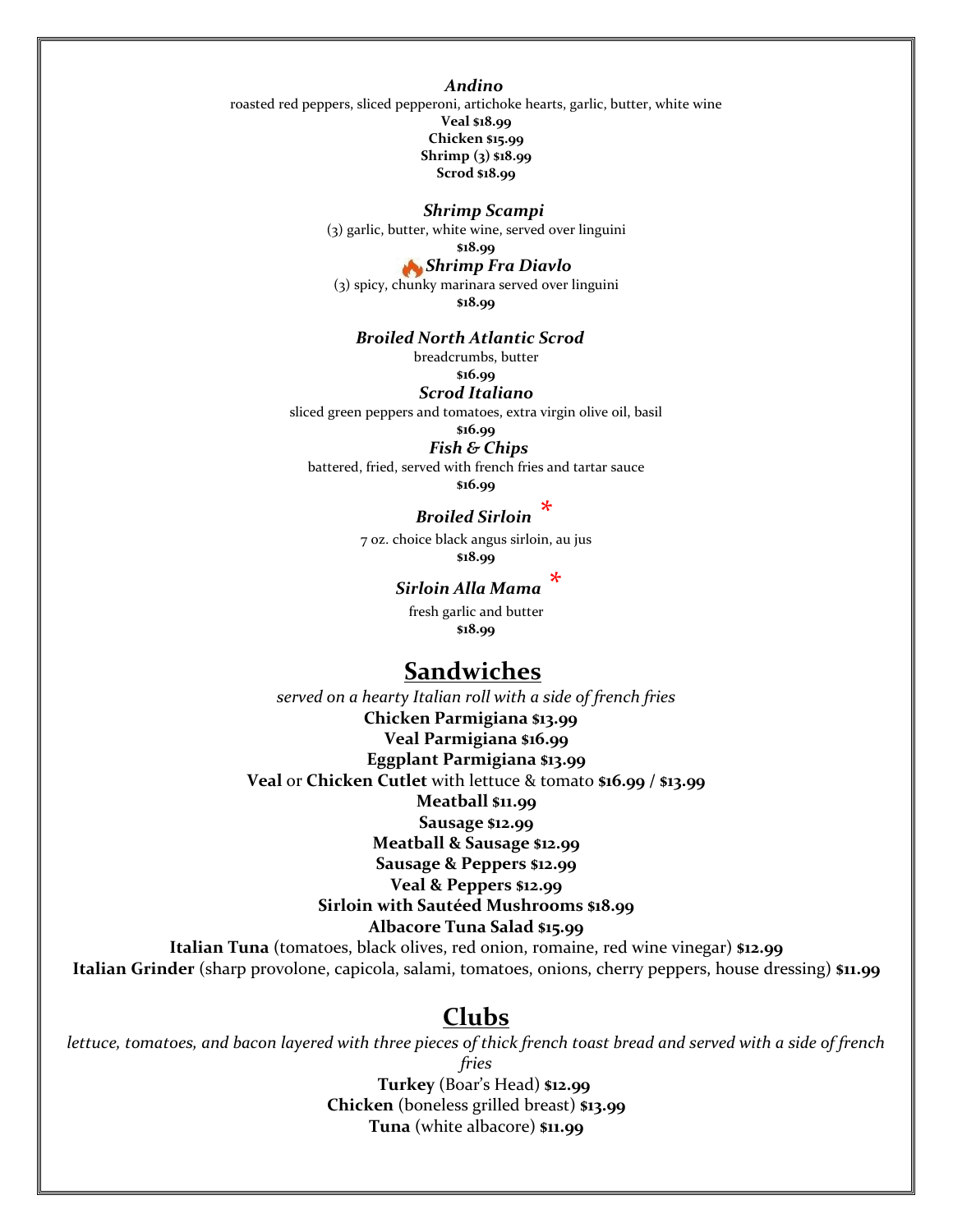***Andino***

roasted red peppers, sliced pepperoni, artichoke hearts, garlic, butter, white wine

**Veal $18.99**
**Chicken $15.99**
**Shrimp (3) $18.99**
**Scrod $18.99**

***Shrimp Scampi***

(3) garlic, butter, white wine, served over linguini

**$18.99**

***Shrimp Fra Diavlo***

(3) spicy, chunky marinara served over linguini

**$18.99**

***Broiled North Atlantic Scrod***

breadcrumbs, butter

**$16.99**

***Scrod Italiano***

sliced green peppers and tomatoes, extra virgin olive oil, basil

**$16.99**

***Fish & Chips***

battered, fried, served with french fries and tartar sauce

**$16.99**

***Broiled Sirloin*** *

7 oz. choice black angus sirloin, au jus

**$18.99**

***Sirloin Alla Mama*** *

fresh garlic and butter

**$18.99**

## Sandwiches

*served on a hearty Italian roll with a side of french fries*

**Chicken Parmigiana $13.99**
**Veal Parmigiana $16.99**
**Eggplant Parmigiana $13.99**
**Veal** or **Chicken Cutlet** with lettuce & tomato **$16.99 / $13.99**
**Meatball $11.99**
**Sausage $12.99**
**Meatball & Sausage $12.99**
**Sausage & Peppers $12.99**
**Veal & Peppers $12.99**
**Sirloin with Sautéed Mushrooms $18.99**
**Albacore Tuna Salad $15.99**
**Italian Tuna** (tomatoes, black olives, red onion, romaine, red wine vinegar) **$12.99**
**Italian Grinder** (sharp provolone, capicola, salami, tomatoes, onions, cherry peppers, house dressing) **$11.99**

## Clubs

*lettuce, tomatoes, and bacon layered with three pieces of thick french toast bread and served with a side of french fries*

**Turkey** (Boar's Head) **$12.99**
**Chicken** (boneless grilled breast) **$13.99**
**Tuna** (white albacore) **$11.99**